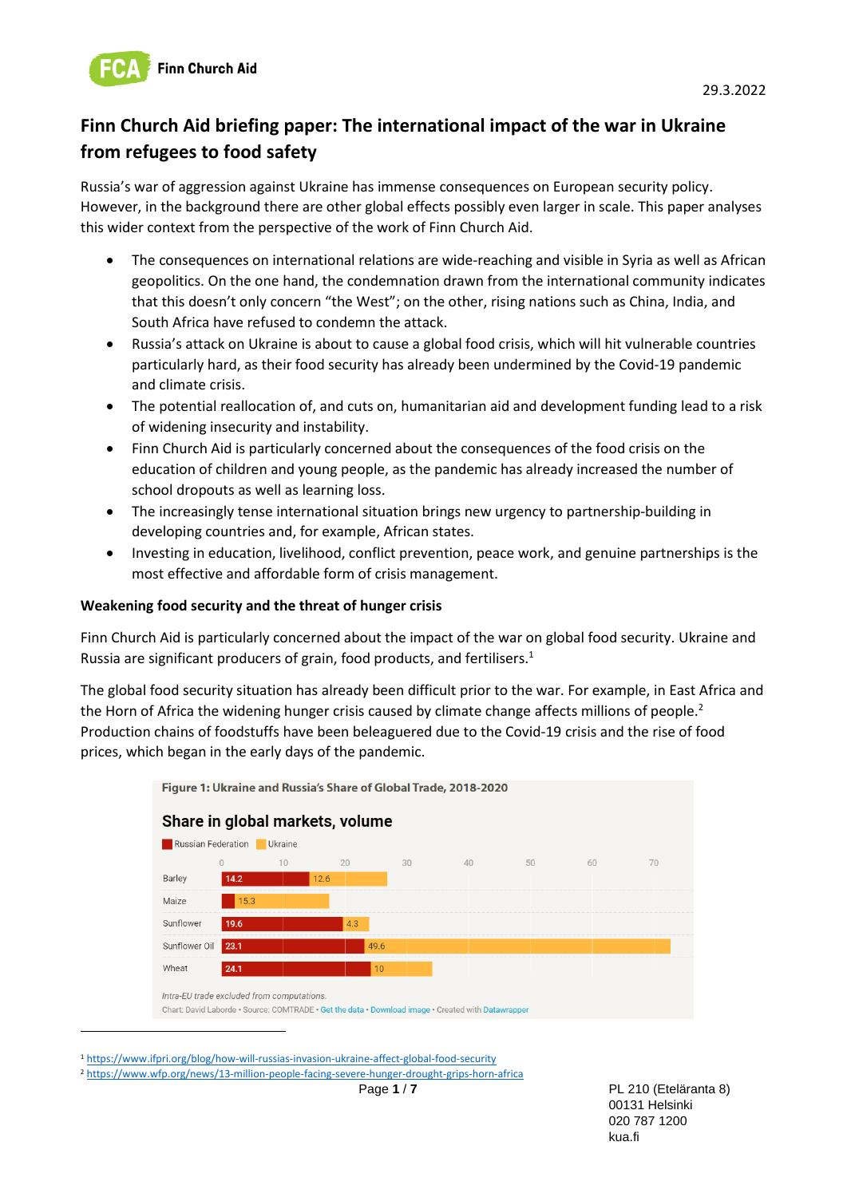29.3.2022

# Finn Church Aid briefing paper: The international impact of the war in Ukraine from refugees to food safety

Russia's war of aggression against Ukraine has immense consequences on European security policy. However, in the background there are other global effects possibly even larger in scale. This paper analyses this wider context from the perspective of the work of Finn Church Aid.

- The consequences on international relations are wide-reaching and visible in Syria as well as African geopolitics. On the one hand, the condemnation drawn from the international community indicates that this doesn't only concern "the West"; on the other, rising nations such as China, India, and South Africa have refused to condemn the attack.
- Russia's attack on Ukraine is about to cause a global food crisis, which will hit vulnerable countries particularly hard, as their food security has already been undermined by the Covid-19 pandemic and climate crisis.
- The potential reallocation of, and cuts on, humanitarian aid and development funding lead to a risk of widening insecurity and instability.
- Finn Church Aid is particularly concerned about the consequences of the food crisis on the education of children and young people, as the pandemic has already increased the number of school dropouts as well as learning loss.
- The increasingly tense international situation brings new urgency to partnership-building in developing countries and, for example, African states.
- Investing in education, livelihood, conflict prevention, peace work, and genuine partnerships is the most effective and affordable form of crisis management.

### Weakening food security and the threat of hunger crisis

Finn Church Aid is particularly concerned about the impact of the war on global food security. Ukraine and Russia are significant producers of grain, food products, and fertilisers.[1]

The global food security situation has already been difficult prior to the war. For example, in East Africa and the Horn of Africa the widening hunger crisis caused by climate change affects millions of people.[2] Production chains of foodstuffs have been beleaguered due to the Covid-19 crisis and the rise of food prices, which began in the early days of the pandemic.

**Figure 1: Ukraine and Russia's Share of Global Trade, 2018-2020**

**Share in global markets, volume**

| | Russian Federation | Ukraine |
|---|---|---|
| Barley | 14.2 | 12.6 |
| Maize | | 15.3 |
| Sunflower | 19.6 | 4.3 |
| Sunflower Oil | 23.1 | 49.6 |
| Wheat | 24.1 | 10 |

*Intra-EU trade excluded from computations.*

Chart: David Laborde • Source: COMTRADE • Get the data • Download image • Created with Datawrapper

---

[1] https://www.ifpri.org/blog/how-will-russias-invasion-ukraine-affect-global-food-security

[2] https://www.wfp.org/news/13-million-people-facing-severe-hunger-drought-grips-horn-africa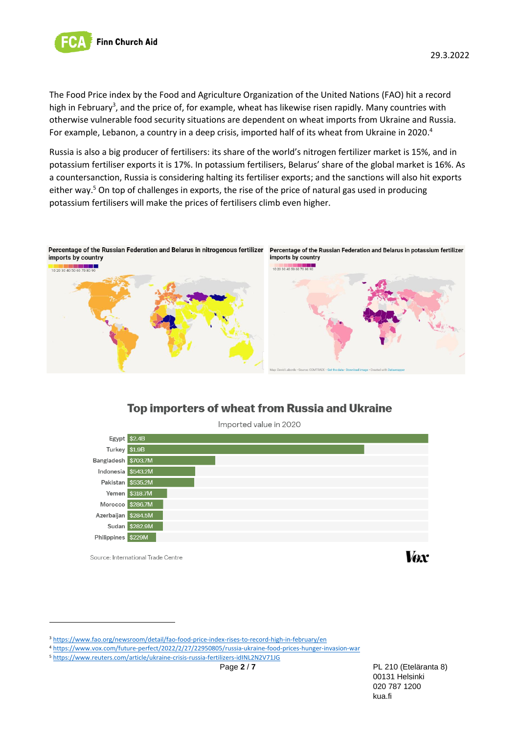The Food Price index by the Food and Agriculture Organization of the United Nations (FAO) hit a record high in February[3], and the price of, for example, wheat has likewise risen rapidly. Many countries with otherwise vulnerable food security situations are dependent on wheat imports from Ukraine and Russia. For example, Lebanon, a country in a deep crisis, imported half of its wheat from Ukraine in 2020.[4]

Russia is also a big producer of fertilisers: its share of the world's nitrogen fertilizer market is 15%, and in potassium fertiliser exports it is 17%. In potassium fertilisers, Belarus' share of the global market is 16%. As a countersanction, Russia is considering halting its fertiliser exports; and the sanctions will also hit exports either way.[5] On top of challenges in exports, the rise of the price of natural gas used in producing potassium fertilisers will make the prices of fertilisers climb even higher.

**Percentage of the Russian Federation and Belarus in nitrogenous fertilizer imports by country**

**Percentage of the Russian Federation and Belarus in potassium fertilizer imports by country**

Map: David Laborde • Source: COMTRADE • Get the data • Download image • Created with Datawrapper

## Top importers of wheat from Russia and Ukraine

Imported value in 2020

| Country | Value |
|---|---|
| Egypt | $2.4B |
| Turkey | $1.9B |
| Bangladesh | $703.7M |
| Indonesia | $543.2M |
| Pakistan | $535.2M |
| Yemen | $318.7M |
| Morocco | $286.7M |
| Azerbaijan | $284.5M |
| Sudan | $282.9M |
| Philippines | $229M |

Source: International Trade Centre

Vox

[3] https://www.fao.org/newsroom/detail/fao-food-price-index-rises-to-record-high-in-february/en

[4] https://www.vox.com/future-perfect/2022/2/27/22950805/russia-ukraine-food-prices-hunger-invasion-war

[5] https://www.reuters.com/article/ukraine-crisis-russia-fertilizers-idINL2N2V71JG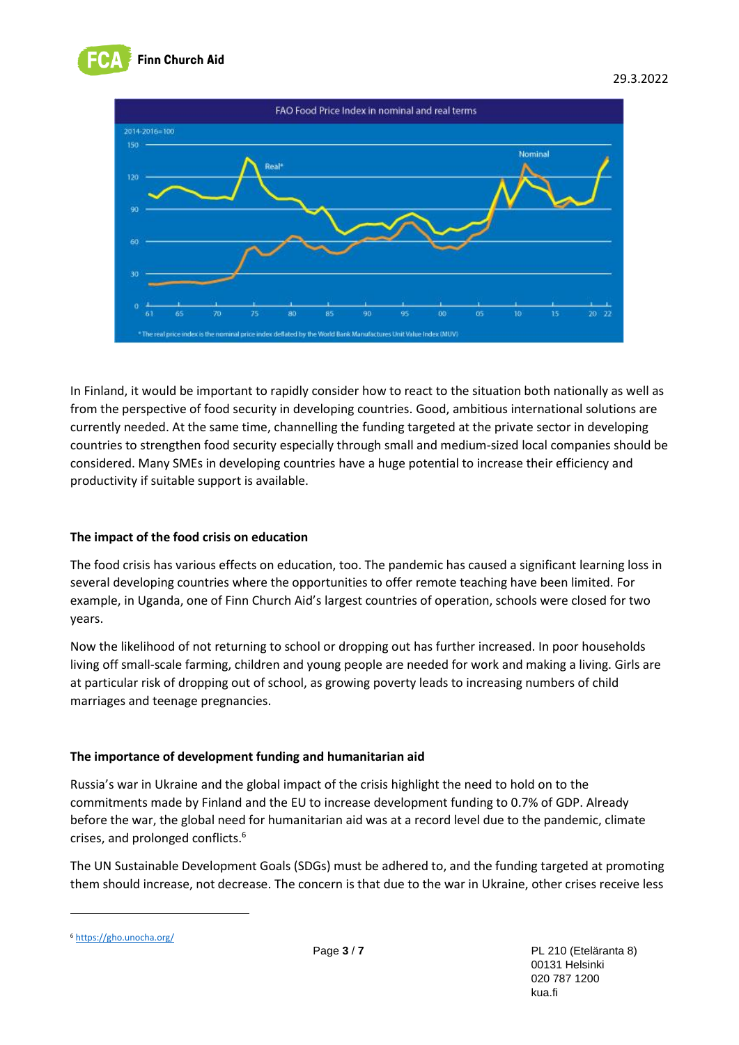In Finland, it would be important to rapidly consider how to react to the situation both nationally as well as from the perspective of food security in developing countries. Good, ambitious international solutions are currently needed. At the same time, channelling the funding targeted at the private sector in developing countries to strengthen food security especially through small and medium-sized local companies should be considered. Many SMEs in developing countries have a huge potential to increase their efficiency and productivity if suitable support is available.

### The impact of the food crisis on education

The food crisis has various effects on education, too. The pandemic has caused a significant learning loss in several developing countries where the opportunities to offer remote teaching have been limited. For example, in Uganda, one of Finn Church Aid's largest countries of operation, schools were closed for two years.

Now the likelihood of not returning to school or dropping out has further increased. In poor households living off small-scale farming, children and young people are needed for work and making a living. Girls are at particular risk of dropping out of school, as growing poverty leads to increasing numbers of child marriages and teenage pregnancies.

### The importance of development funding and humanitarian aid

Russia's war in Ukraine and the global impact of the crisis highlight the need to hold on to the commitments made by Finland and the EU to increase development funding to 0.7% of GDP. Already before the war, the global need for humanitarian aid was at a record level due to the pandemic, climate crises, and prolonged conflicts.[6]

The UN Sustainable Development Goals (SDGs) must be adhered to, and the funding targeted at promoting them should increase, not decrease. The concern is that due to the war in Ukraine, other crises receive less

[6] https://gho.unocha.org/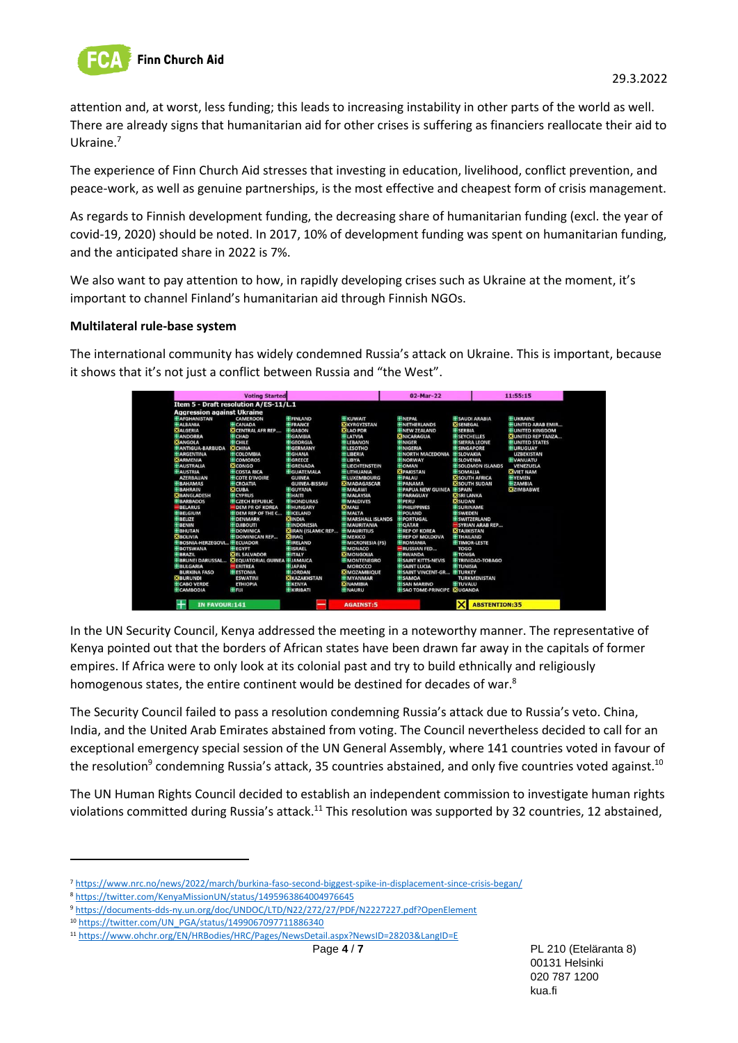attention and, at worst, less funding; this leads to increasing instability in other parts of the world as well. There are already signs that humanitarian aid for other crises is suffering as financiers reallocate their aid to Ukraine.[7]

The experience of Finn Church Aid stresses that investing in education, livelihood, conflict prevention, and peace-work, as well as genuine partnerships, is the most effective and cheapest form of crisis management.

As regards to Finnish development funding, the decreasing share of humanitarian funding (excl. the year of covid-19, 2020) should be noted. In 2017, 10% of development funding was spent on humanitarian funding, and the anticipated share in 2022 is 7%.

We also want to pay attention to how, in rapidly developing crises such as Ukraine at the moment, it's important to channel Finland's humanitarian aid through Finnish NGOs.

**Multilateral rule-base system**

The international community has widely condemned Russia's attack on Ukraine. This is important, because it shows that it's not just a conflict between Russia and "the West".

In the UN Security Council, Kenya addressed the meeting in a noteworthy manner. The representative of Kenya pointed out that the borders of African states have been drawn far away in the capitals of former empires. If Africa were to only look at its colonial past and try to build ethnically and religiously homogenous states, the entire continent would be destined for decades of war.[8]

The Security Council failed to pass a resolution condemning Russia's attack due to Russia's veto. China, India, and the United Arab Emirates abstained from voting. The Council nevertheless decided to call for an exceptional emergency special session of the UN General Assembly, where 141 countries voted in favour of the resolution[9] condemning Russia's attack, 35 countries abstained, and only five countries voted against.[10]

The UN Human Rights Council decided to establish an independent commission to investigate human rights violations committed during Russia's attack.[11] This resolution was supported by 32 countries, 12 abstained,

---

[7] https://www.nrc.no/news/2022/march/burkina-faso-second-biggest-spike-in-displacement-since-crisis-began/

[8] https://twitter.com/KenyaMissionUN/status/1495963864004976645

[9] https://documents-dds-ny.un.org/doc/UNDOC/LTD/N22/272/27/PDF/N2227227.pdf?OpenElement

[10] https://twitter.com/UN_PGA/status/1499067097711886340

[11] https://www.ohchr.org/EN/HRBodies/HRC/Pages/NewsDetail.aspx?NewsID=28203&LangID=E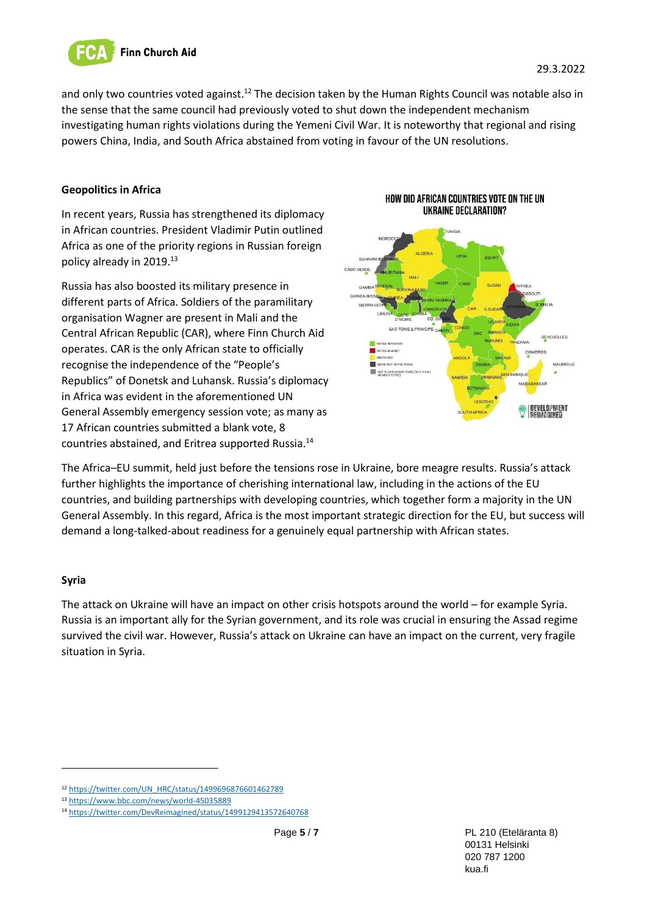and only two countries voted against.[12] The decision taken by the Human Rights Council was notable also in the sense that the same council had previously voted to shut down the independent mechanism investigating human rights violations during the Yemeni Civil War. It is noteworthy that regional and rising powers China, India, and South Africa abstained from voting in favour of the UN resolutions.

**Geopolitics in Africa**

In recent years, Russia has strengthened its diplomacy in African countries. President Vladimir Putin outlined Africa as one of the priority regions in Russian foreign policy already in 2019.[13]

Russia has also boosted its military presence in different parts of Africa. Soldiers of the paramilitary organisation Wagner are present in Mali and the Central African Republic (CAR), where Finn Church Aid operates. CAR is the only African state to officially recognise the independence of the "People's Republics" of Donetsk and Luhansk. Russia's diplomacy in Africa was evident in the aforementioned UN General Assembly emergency session vote; as many as 17 African countries submitted a blank vote, 8 countries abstained, and Eritrea supported Russia.[14]

The Africa–EU summit, held just before the tensions rose in Ukraine, bore meagre results. Russia's attack further highlights the importance of cherishing international law, including in the actions of the EU countries, and building partnerships with developing countries, which together form a majority in the UN General Assembly. In this regard, Africa is the most important strategic direction for the EU, but success will demand a long-talked-about readiness for a genuinely equal partnership with African states.

**Syria**

The attack on Ukraine will have an impact on other crisis hotspots around the world – for example Syria. Russia is an important ally for the Syrian government, and its role was crucial in ensuring the Assad regime survived the civil war. However, Russia's attack on Ukraine can have an impact on the current, very fragile situation in Syria.

---

[12] https://twitter.com/UN_HRC/status/1499696876601462789

[13] https://www.bbc.com/news/world-45035889

[14] https://twitter.com/DevReimagined/status/1499129413572640768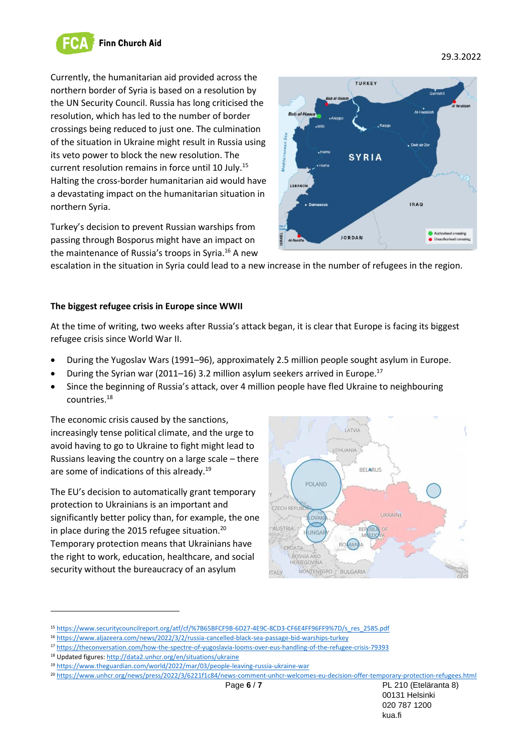Currently, the humanitarian aid provided across the northern border of Syria is based on a resolution by the UN Security Council. Russia has long criticised the resolution, which has led to the number of border crossings being reduced to just one. The culmination of the situation in Ukraine might result in Russia using its veto power to block the new resolution. The current resolution remains in force until 10 July.[15] Halting the cross-border humanitarian aid would have a devastating impact on the humanitarian situation in northern Syria.

Turkey's decision to prevent Russian warships from passing through Bosporus might have an impact on the maintenance of Russia's troops in Syria.[16] A new escalation in the situation in Syria could lead to a new increase in the number of refugees in the region.

## The biggest refugee crisis in Europe since WWII

At the time of writing, two weeks after Russia's attack began, it is clear that Europe is facing its biggest refugee crisis since World War II.

- During the Yugoslav Wars (1991–96), approximately 2.5 million people sought asylum in Europe.
- During the Syrian war (2011–16) 3.2 million asylum seekers arrived in Europe.[17]
- Since the beginning of Russia's attack, over 4 million people have fled Ukraine to neighbouring countries.[18]

The economic crisis caused by the sanctions, increasingly tense political climate, and the urge to avoid having to go to Ukraine to fight might lead to Russians leaving the country on a large scale – there are some of indications of this already.[19]

The EU's decision to automatically grant temporary protection to Ukrainians is an important and significantly better policy than, for example, the one in place during the 2015 refugee situation.[20] Temporary protection means that Ukrainians have the right to work, education, healthcare, and social security without the bureaucracy of an asylum

---

[15] https://www.securitycouncilreport.org/atf/cf/%7B65BFCF9B-6D27-4E9C-8CD3-CF6E4FF96FF9%7D/s_res_2585.pdf

[16] https://www.aljazeera.com/news/2022/3/2/russia-cancelled-black-sea-passage-bid-warships-turkey

[17] https://theconversation.com/how-the-spectre-of-yugoslavia-looms-over-eus-handling-of-the-refugee-crisis-79393

[18] Updated figures: http://data2.unhcr.org/en/situations/ukraine

[19] https://www.theguardian.com/world/2022/mar/03/people-leaving-russia-ukraine-war

[20] https://www.unhcr.org/news/press/2022/3/6221f1c84/news-comment-unhcr-welcomes-eu-decision-offer-temporary-protection-refugees.html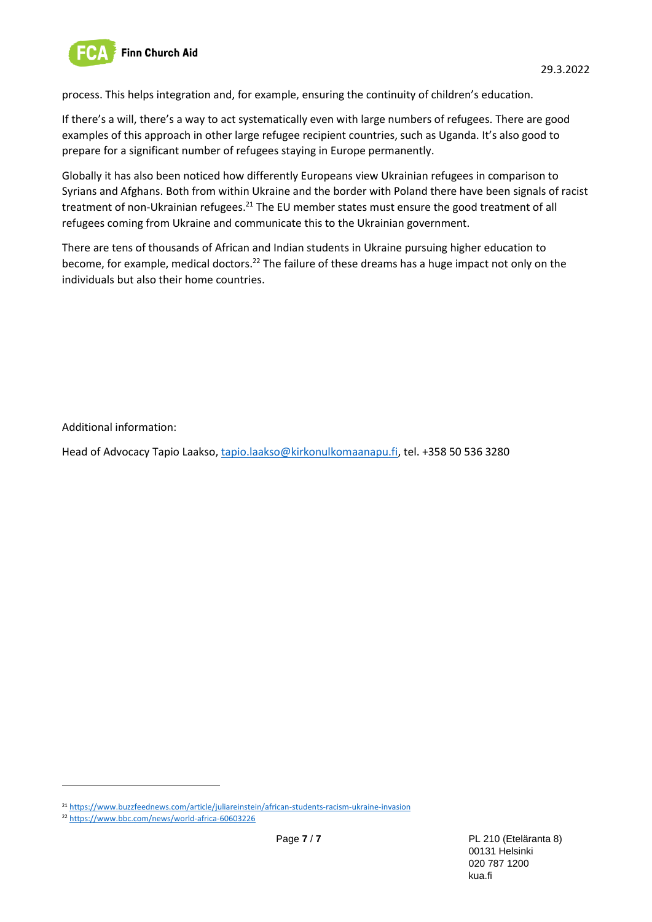process. This helps integration and, for example, ensuring the continuity of children's education.

If there's a will, there's a way to act systematically even with large numbers of refugees. There are good examples of this approach in other large refugee recipient countries, such as Uganda. It's also good to prepare for a significant number of refugees staying in Europe permanently.

Globally it has also been noticed how differently Europeans view Ukrainian refugees in comparison to Syrians and Afghans. Both from within Ukraine and the border with Poland there have been signals of racist treatment of non-Ukrainian refugees.[21] The EU member states must ensure the good treatment of all refugees coming from Ukraine and communicate this to the Ukrainian government.

There are tens of thousands of African and Indian students in Ukraine pursuing higher education to become, for example, medical doctors.[22] The failure of these dreams has a huge impact not only on the individuals but also their home countries.

Additional information:

Head of Advocacy Tapio Laakso, tapio.laakso@kirkonulkomaanapu.fi, tel. +358 50 536 3280

---

[21] https://www.buzzfeednews.com/article/juliareinstein/african-students-racism-ukraine-invasion

[22] https://www.bbc.com/news/world-africa-60603226